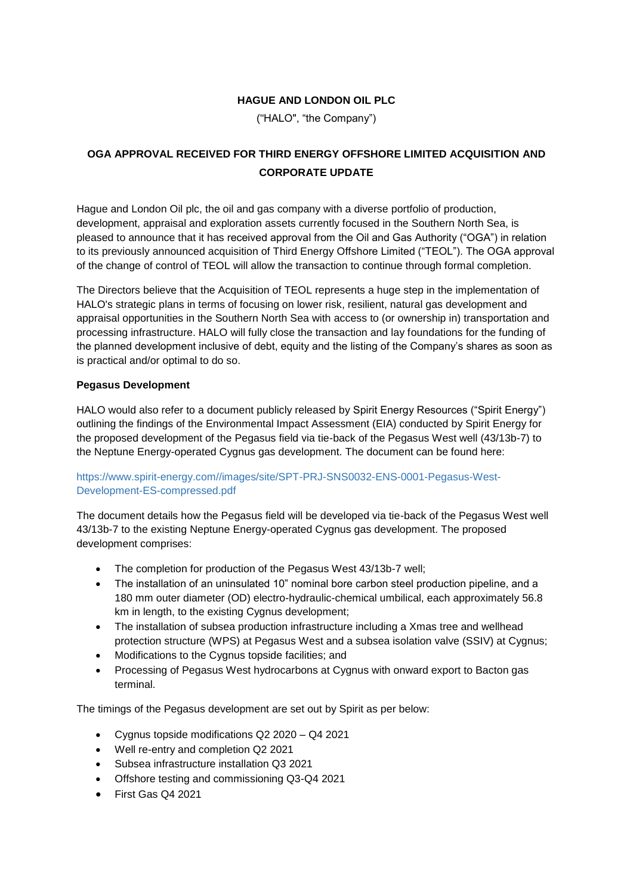**HAGUE AND LONDON OIL PLC**

("HALO", "the Company")

**OGA APPROVAL RECEIVED FOR THIRD ENERGY OFFSHORE LIMITED ACQUISITION AND CORPORATE UPDATE**

Hague and London Oil plc, the oil and gas company with a diverse portfolio of production, development, appraisal and exploration assets currently focused in the Southern North Sea, is pleased to announce that it has received approval from the Oil and Gas Authority ("OGA") in relation to its previously announced acquisition of Third Energy Offshore Limited ("TEOL"). The OGA approval of the change of control of TEOL will allow the transaction to continue through formal completion.

The Directors believe that the Acquisition of TEOL represents a huge step in the implementation of HALO's strategic plans in terms of focusing on lower risk, resilient, natural gas development and appraisal opportunities in the Southern North Sea with access to (or ownership in) transportation and processing infrastructure. HALO will fully close the transaction and lay foundations for the funding of the planned development inclusive of debt, equity and the listing of the Company's shares as soon as is practical and/or optimal to do so.

**Pegasus Development**

HALO would also refer to a document publicly released by Spirit Energy Resources ("Spirit Energy") outlining the findings of the Environmental Impact Assessment (EIA) conducted by Spirit Energy for the proposed development of the Pegasus field via tie-back of the Pegasus West well (43/13b-7) to the Neptune Energy-operated Cygnus gas development. The document can be found here:

https://www.spirit-energy.com//images/site/SPT-PRJ-SNS0032-ENS-0001-Pegasus-West-Development-ES-compressed.pdf

The document details how the Pegasus field will be developed via tie-back of the Pegasus West well 43/13b-7 to the existing Neptune Energy-operated Cygnus gas development. The proposed development comprises:

- The completion for production of the Pegasus West 43/13b-7 well;
- The installation of an uninsulated 10" nominal bore carbon steel production pipeline, and a 180 mm outer diameter (OD) electro-hydraulic-chemical umbilical, each approximately 56.8 km in length, to the existing Cygnus development;
- The installation of subsea production infrastructure including a Xmas tree and wellhead protection structure (WPS) at Pegasus West and a subsea isolation valve (SSIV) at Cygnus;
- Modifications to the Cygnus topside facilities; and
- Processing of Pegasus West hydrocarbons at Cygnus with onward export to Bacton gas terminal.

The timings of the Pegasus development are set out by Spirit as per below:

- Cygnus topside modifications Q2 2020 – Q4 2021
- Well re-entry and completion Q2 2021
- Subsea infrastructure installation Q3 2021
- Offshore testing and commissioning Q3-Q4 2021
- First Gas Q4 2021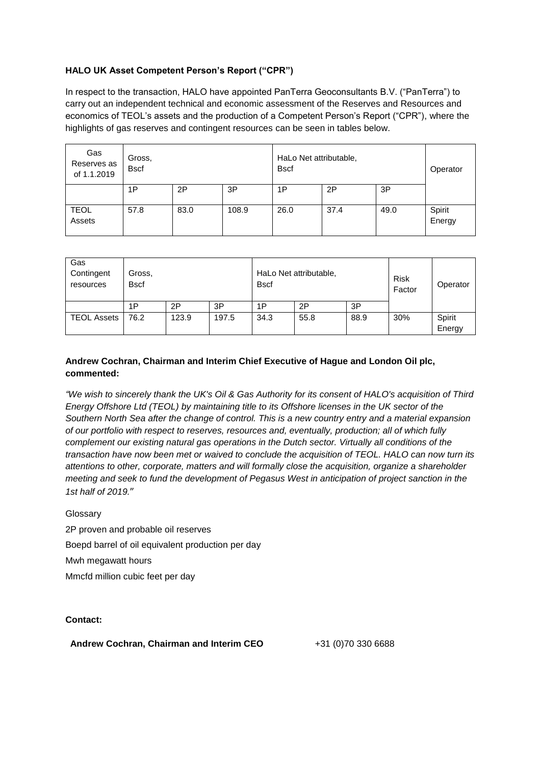**HALO UK Asset Competent Person's Report ("CPR")**

In respect to the transaction, HALO have appointed PanTerra Geoconsultants B.V. ("PanTerra") to carry out an independent technical and economic assessment of the Reserves and Resources and economics of TEOL's assets and the production of a Competent Person's Report ("CPR"), where the highlights of gas reserves and contingent resources can be seen in tables below.

| Gas Reserves as of 1.1.2019 | Gross, Bscf | | | HaLo Net attributable, Bscf | | | Operator |
|---|---|---|---|---|---|---|---|
| | 1P | 2P | 3P | 1P | 2P | 3P | |
| TEOL Assets | 57.8 | 83.0 | 108.9 | 26.0 | 37.4 | 49.0 | Spirit Energy |

| Gas Contingent resources | Gross, Bscf | | | HaLo Net attributable, Bscf | | | Risk Factor | Operator |
|---|---|---|---|---|---|---|---|---|
| | 1P | 2P | 3P | 1P | 2P | 3P | | |
| TEOL Assets | 76.2 | 123.9 | 197.5 | 34.3 | 55.8 | 88.9 | 30% | Spirit Energy |

**Andrew Cochran, Chairman and Interim Chief Executive of Hague and London Oil plc, commented:**

*"We wish to sincerely thank the UK's Oil & Gas Authority for its consent of HALO's acquisition of Third Energy Offshore Ltd (TEOL) by maintaining title to its Offshore licenses in the UK sector of the Southern North Sea after the change of control. This is a new country entry and a material expansion of our portfolio with respect to reserves, resources and, eventually, production; all of which fully complement our existing natural gas operations in the Dutch sector. Virtually all conditions of the transaction have now been met or waived to conclude the acquisition of TEOL. HALO can now turn its attentions to other, corporate, matters and will formally close the acquisition, organize a shareholder meeting and seek to fund the development of Pegasus West in anticipation of project sanction in the 1st half of 2019."*

Glossary

2P proven and probable oil reserves

Boepd barrel of oil equivalent production per day

Mwh megawatt hours

Mmcfd million cubic feet per day

**Contact:**

**Andrew Cochran, Chairman and Interim CEO** +31 (0)70 330 6688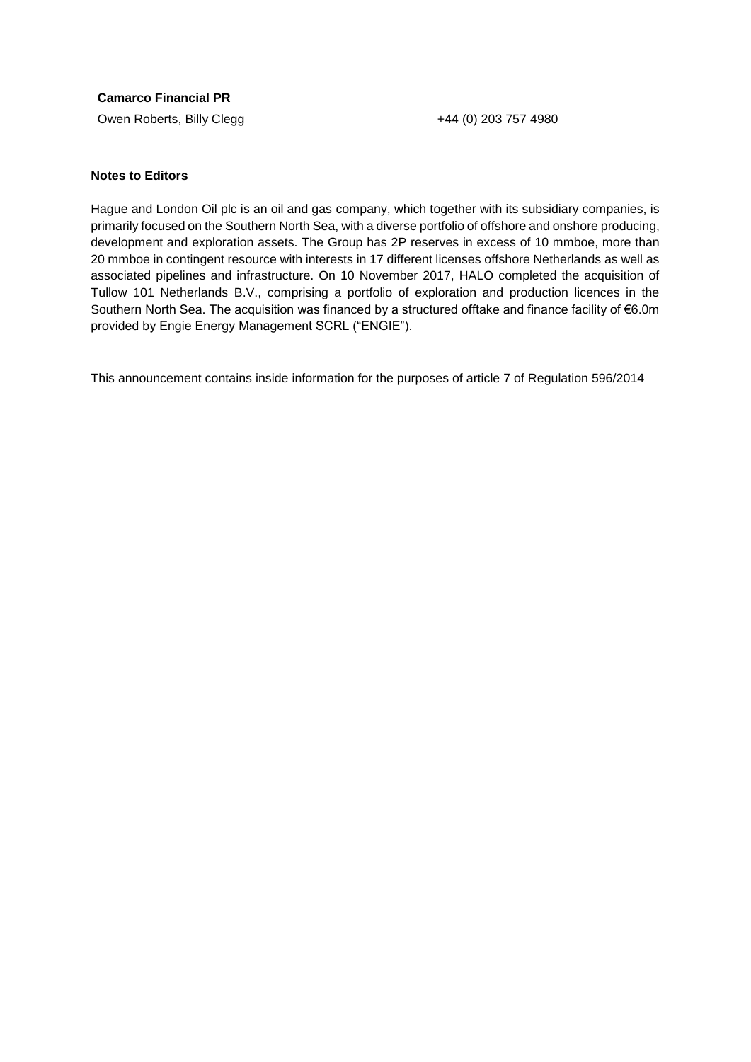**Camarco Financial PR**

Owen Roberts, Billy Clegg +44 (0) 203 757 4980

**Notes to Editors**

Hague and London Oil plc is an oil and gas company, which together with its subsidiary companies, is primarily focused on the Southern North Sea, with a diverse portfolio of offshore and onshore producing, development and exploration assets. The Group has 2P reserves in excess of 10 mmboe, more than 20 mmboe in contingent resource with interests in 17 different licenses offshore Netherlands as well as associated pipelines and infrastructure. On 10 November 2017, HALO completed the acquisition of Tullow 101 Netherlands B.V., comprising a portfolio of exploration and production licences in the Southern North Sea. The acquisition was financed by a structured offtake and finance facility of €6.0m provided by Engie Energy Management SCRL ("ENGIE").

This announcement contains inside information for the purposes of article 7 of Regulation 596/2014